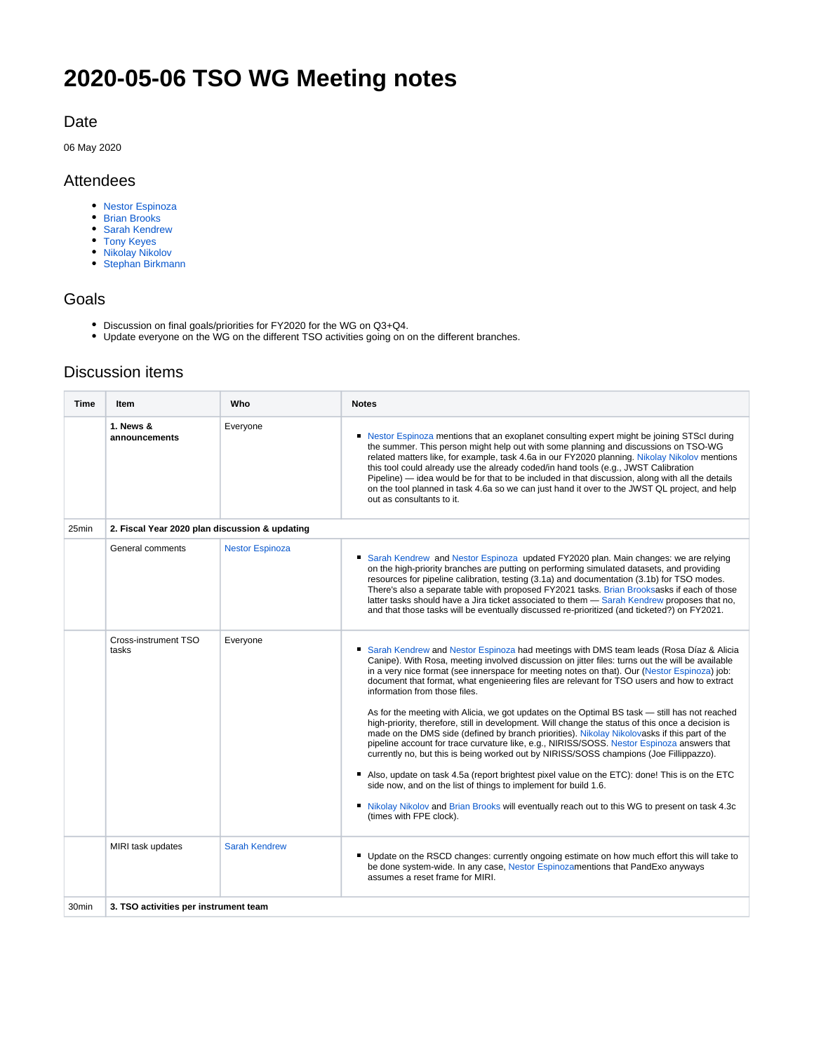# 2020-05-06 TSO WG Meeting notes

## Date

06 May 2020

## Attendees

- Nestor Espinoza
- Brian Brooks
- Sarah Kendrew
- Tony Keyes
- Nikolay Nikolov
- Stephan Birkmann

## Goals

- Discussion on final goals/priorities for FY2020 for the WG on Q3+Q4.
- Update everyone on the WG on the different TSO activities going on on the different branches.

## Discussion items

| Time | Item | Who | Notes |
|---|---|---|---|
| | **1. News & announcements** | Everyone | ▪ Nestor Espinoza mentions that an exoplanet consulting expert might be joining STScI during the summer. This person might help out with some planning and discussions on TSO-WG related matters like, for example, task 4.6a in our FY2020 planning. Nikolay Nikolov mentions this tool could already use the already coded/in hand tools (e.g., JWST Calibration Pipeline) — idea would be for that to be included in that discussion, along with all the details on the tool planned in task 4.6a so we can just hand it over to the JWST QL project, and help out as consultants to it. |
| 25min | **2. Fiscal Year 2020 plan discussion & updating** | | |
| | General comments | Nestor Espinoza | ▪ Sarah Kendrew and Nestor Espinoza updated FY2020 plan. Main changes: we are relying on the high-priority branches are putting on performing simulated datasets, and providing resources for pipeline calibration, testing (3.1a) and documentation (3.1b) for TSO modes. There's also a separate table with proposed FY2021 tasks. Brian Brooksasks if each of those latter tasks should have a Jira ticket associated to them — Sarah Kendrew proposes that no, and that those tasks will be eventually discussed re-prioritized (and ticketed?) on FY2021. |
| | Cross-instrument TSO tasks | Everyone | ▪ Sarah Kendrew and Nestor Espinoza had meetings with DMS team leads (Rosa Díaz & Alicia Canipe). With Rosa, meeting involved discussion on jitter files: turns out the will be available in a very nice format (see innerspace for meeting notes on that). Our (Nestor Espinoza) job: document that format, what engenieering files are relevant for TSO users and how to extract information from those files.<br><br>As for the meeting with Alicia, we got updates on the Optimal BS task — still has not reached high-priority, therefore, still in development. Will change the status of this once a decision is made on the DMS side (defined by branch priorities). Nikolay Nikolovasks if this part of the pipeline account for trace curvature like, e.g., NIRISS/SOSS. Nestor Espinoza answers that currently no, but this is being worked out by NIRISS/SOSS champions (Joe Fillippazzo).<br><br>▪ Also, update on task 4.5a (report brightest pixel value on the ETC): done! This is on the ETC side now, and on the list of things to implement for build 1.6.<br><br>▪ Nikolay Nikolov and Brian Brooks will eventually reach out to this WG to present on task 4.3c (times with FPE clock). |
| | MIRI task updates | Sarah Kendrew | ▪ Update on the RSCD changes: currently ongoing estimate on how much effort this will take to be done system-wide. In any case, Nestor Espinozamentions that PandExo anyways assumes a reset frame for MIRI. |
| 30min | **3. TSO activities per instrument team** | | |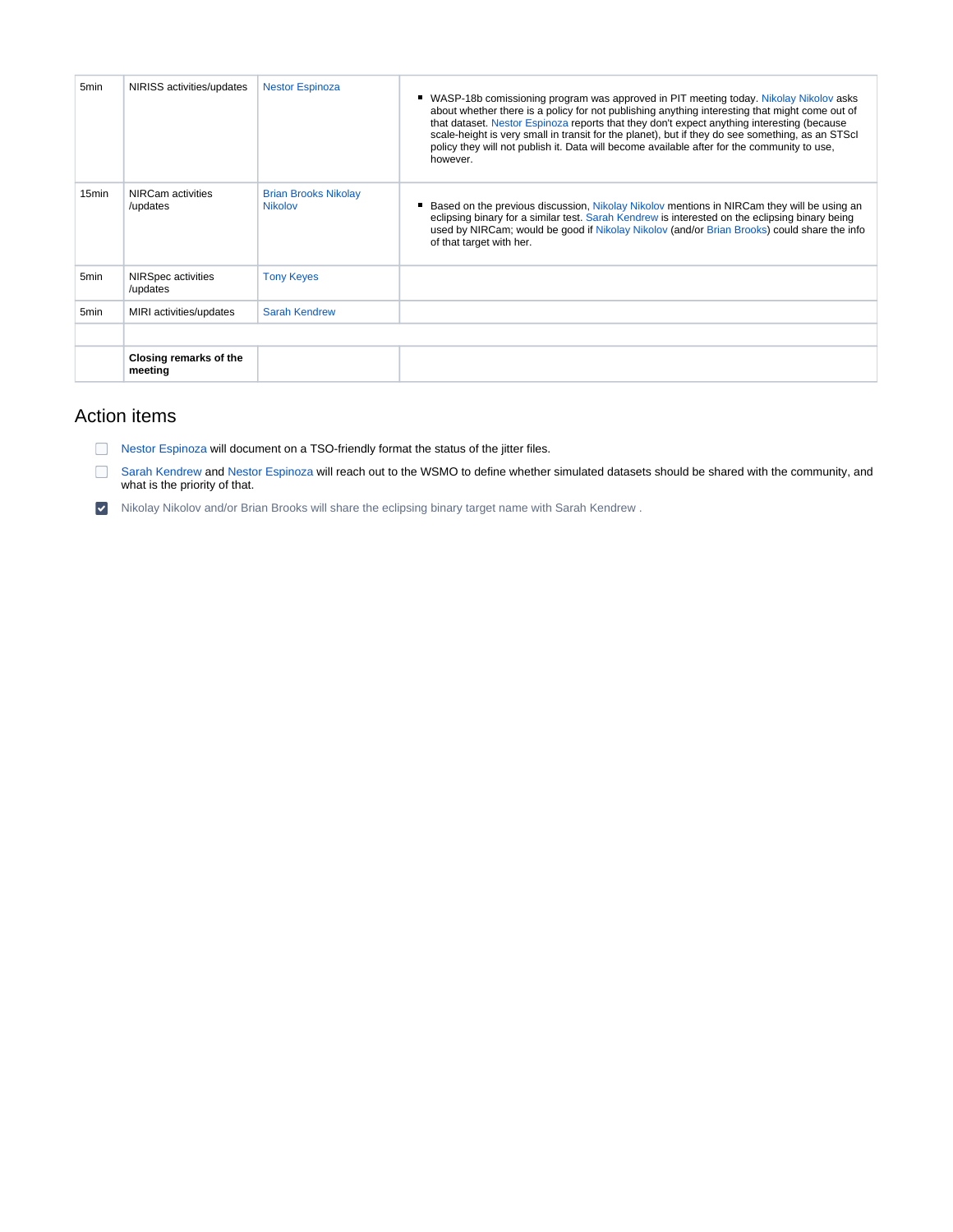| | | | |
|---|---|---|---|
| 5min | NIRISS activities/updates | Nestor Espinoza | - WASP-18b comissioning program was approved in PIT meeting today. Nikolay Nikolov asks about whether there is a policy for not publishing anything interesting that might come out of that dataset. Nestor Espinoza reports that they don't expect anything interesting (because scale-height is very small in transit for the planet), but if they do see something, as an STScI policy they will not publish it. Data will become available after for the community to use, however. |
| 15min | NIRCam activities /updates | Brian Brooks Nikolay Nikolov | - Based on the previous discussion, Nikolay Nikolov mentions in NIRCam they will be using an eclipsing binary for a similar test. Sarah Kendrew is interested on the eclipsing binary being used by NIRCam; would be good if Nikolay Nikolov (and/or Brian Brooks) could share the info of that target with her. |
| 5min | NIRSpec activities /updates | Tony Keyes | |
| 5min | MIRI activities/updates | Sarah Kendrew | |
| | | | |
| | **Closing remarks of the meeting** | | |

## Action items

- [ ] Nestor Espinoza will document on a TSO-friendly format the status of the jitter files.
- [ ] Sarah Kendrew and Nestor Espinoza will reach out to the WSMO to define whether simulated datasets should be shared with the community, and what is the priority of that.
- [x] Nikolay Nikolov and/or Brian Brooks will share the eclipsing binary target name with Sarah Kendrew .